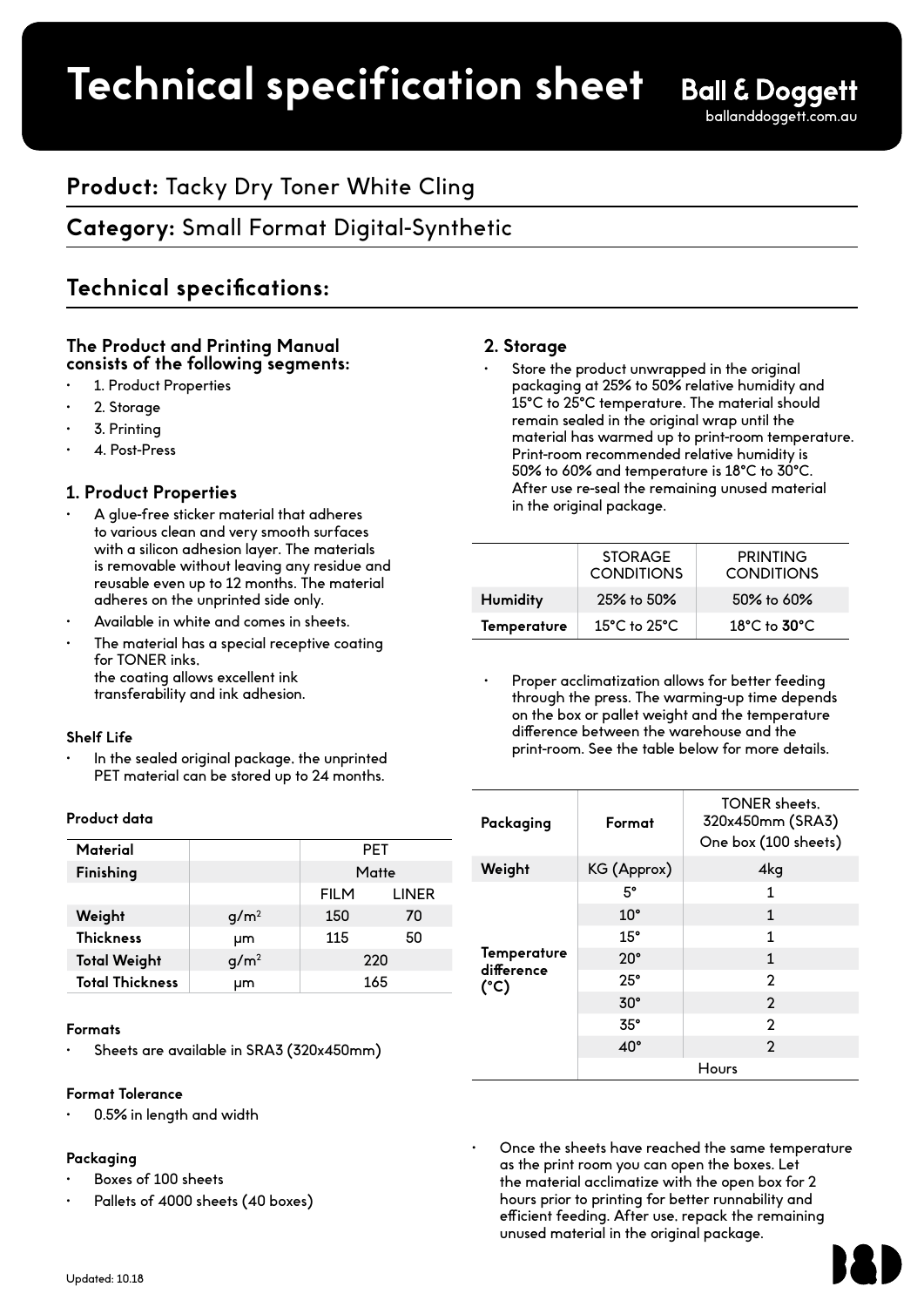# Technical specification sheet

Ball & Doggett
ballanddoggett.com.au

## Product: Tacky Dry Toner White Cling

## Category: Small Format Digital-Synthetic

## Technical specifications:

### The Product and Printing Manual consists of the following segments:

- 1. Product Properties
- 2. Storage
- 3. Printing
- 4. Post-Press

### 1. Product Properties

- A glue-free sticker material that adheres to various clean and very smooth surfaces with a silicon adhesion layer. The materials is removable without leaving any residue and reusable even up to 12 months. The material adheres on the unprinted side only.
- Available in white and comes in sheets.
- The material has a special receptive coating for TONER inks. the coating allows excellent ink transferability and ink adhesion.

#### Shelf Life

- In the sealed original package, the unprinted PET material can be stored up to 24 months.

#### Product data

| Material | | PET | |
|---|---|---|---|
| **Finishing** | | Matte | |
| | | FILM | LINER |
| **Weight** | $g/m^2$ | 150 | 70 |
| **Thickness** | µm | 115 | 50 |
| **Total Weight** | $g/m^2$ | 220 | |
| **Total Thickness** | µm | 165 | |

#### Formats

- Sheets are available in SRA3 (320x450mm)

#### Format Tolerance

- 0.5% in length and width

#### Packaging

- Boxes of 100 sheets
- Pallets of 4000 sheets (40 boxes)

### 2. Storage

- Store the product unwrapped in the original packaging at 25% to 50% relative humidity and 15°C to 25°C temperature. The material should remain sealed in the original wrap until the material has warmed up to print-room temperature. Print-room recommended relative humidity is 50% to 60% and temperature is 18°C to 30°C. After use re-seal the remaining unused material in the original package.

| | STORAGE CONDITIONS | PRINTING CONDITIONS |
|---|---|---|
| **Humidity** | 25% to 50% | 50% to 60% |
| **Temperature** | 15°C to 25°C | 18°C to **30**°C |

- Proper acclimatization allows for better feeding through the press. The warming-up time depends on the box or pallet weight and the temperature difference between the warehouse and the print-room. See the table below for more details.

| Packaging | Format | TONER sheets. 320x450mm (SRA3) One box (100 sheets) |
|---|---|---|
| **Weight** | KG (Approx) | 4kg |
| **Temperature difference (°C)** | 5° | 1 |
| | 10° | 1 |
| | 15° | 1 |
| | 20° | 1 |
| | 25° | 2 |
| | 30° | 2 |
| | 35° | 2 |
| | 40° | 2 |
| | Hours | |

- Once the sheets have reached the same temperature as the print room you can open the boxes. Let the material acclimatize with the open box for 2 hours prior to printing for better runnability and efficient feeding. After use, repack the remaining unused material in the original package.

Updated: 10.18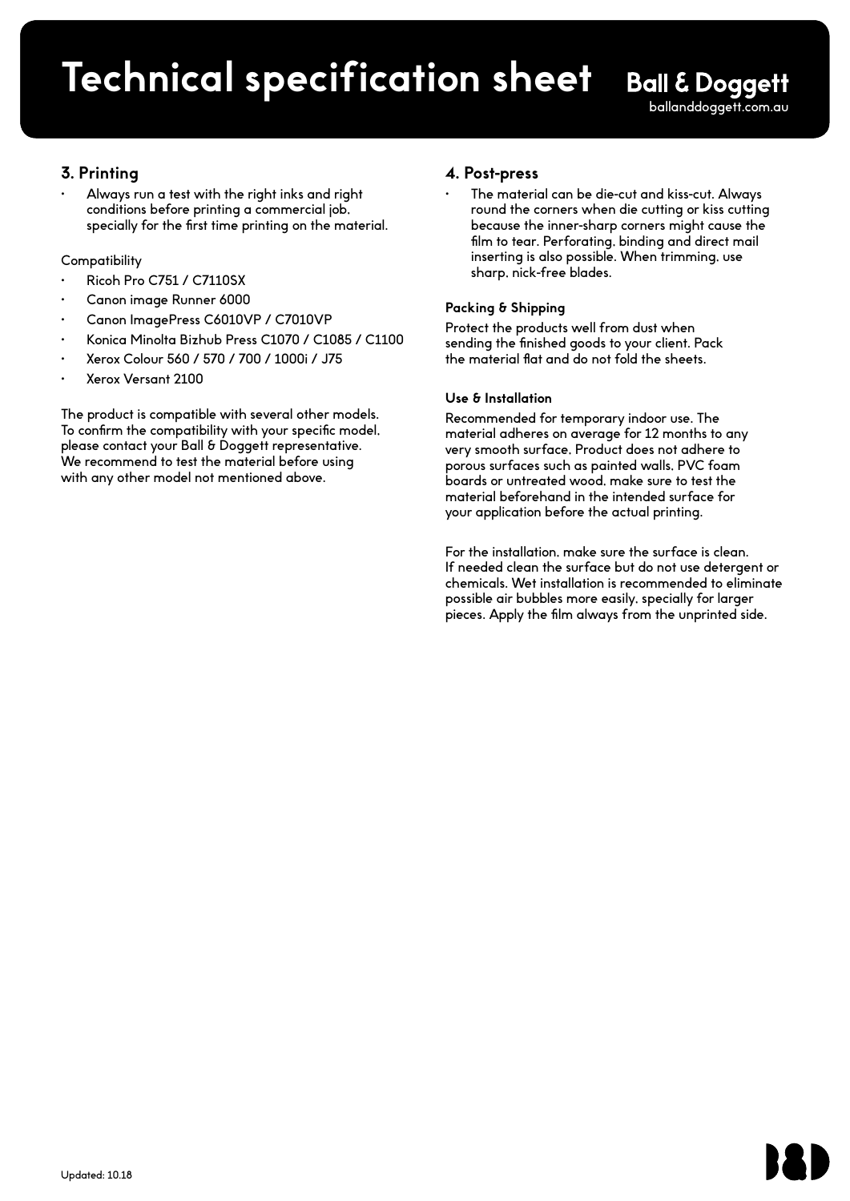# Technical specification sheet

## 3. Printing

- Always run a test with the right inks and right conditions before printing a commercial job, specially for the first time printing on the material.

Compatibility

- Ricoh Pro C751 / C7110SX
- Canon image Runner 6000
- Canon ImagePress C6010VP / C7010VP
- Konica Minolta Bizhub Press C1070 / C1085 / C1100
- Xerox Colour 560 / 570 / 700 / 1000i / J75
- Xerox Versant 2100

The product is compatible with several other models. To confirm the compatibility with your specific model, please contact your Ball & Doggett representative. We recommend to test the material before using with any other model not mentioned above.

## 4. Post-press

- The material can be die-cut and kiss-cut. Always round the corners when die cutting or kiss cutting because the inner-sharp corners might cause the film to tear. Perforating, binding and direct mail inserting is also possible. When trimming, use sharp, nick-free blades.

### Packing & Shipping

Protect the products well from dust when sending the finished goods to your client. Pack the material flat and do not fold the sheets.

### Use & Installation

Recommended for temporary indoor use. The material adheres on average for 12 months to any very smooth surface. Product does not adhere to porous surfaces such as painted walls, PVC foam boards or untreated wood, make sure to test the material beforehand in the intended surface for your application before the actual printing.

For the installation, make sure the surface is clean. If needed clean the surface but do not use detergent or chemicals. Wet installation is recommended to eliminate possible air bubbles more easily, specially for larger pieces. Apply the film always from the unprinted side.

Updated: 10.18